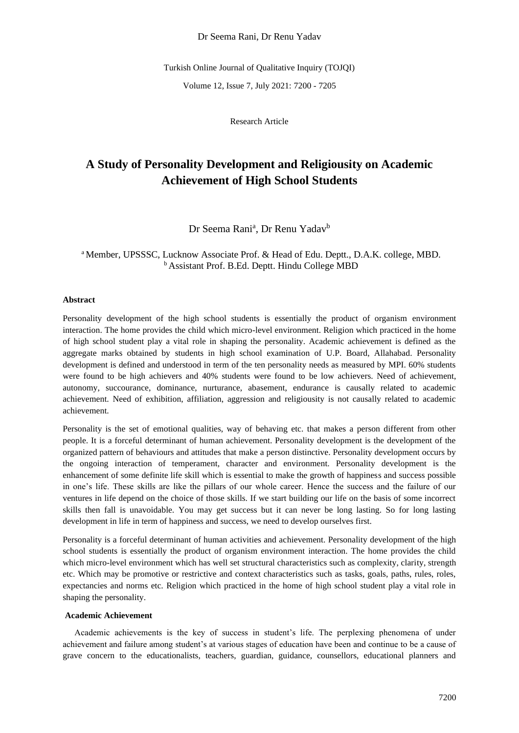Research Article

# A Study of Personality Development and Religiousity on Academic Achievement of High School Students

Dr Seema Rani[a], Dr Renu Yadav[b]

[a] Member, UPSSSC, Lucknow Associate Prof. & Head of Edu. Deptt., D.A.K. college, MBD.
[b] Assistant Prof. B.Ed. Deptt. Hindu College MBD

**Abstract**

Personality development of the high school students is essentially the product of organism environment interaction. The home provides the child which micro-level environment. Religion which practiced in the home of high school student play a vital role in shaping the personality. Academic achievement is defined as the aggregate marks obtained by students in high school examination of U.P. Board, Allahabad. Personality development is defined and understood in term of the ten personality needs as measured by MPI. 60% students were found to be high achievers and 40% students were found to be low achievers. Need of achievement, autonomy, succourance, dominance, nurturance, abasement, endurance is causally related to academic achievement. Need of exhibition, affiliation, aggression and religiousity is not causally related to academic achievement.

Personality is the set of emotional qualities, way of behaving etc. that makes a person different from other people. It is a forceful determinant of human achievement. Personality development is the development of the organized pattern of behaviours and attitudes that make a person distinctive. Personality development occurs by the ongoing interaction of temperament, character and environment. Personality development is the enhancement of some definite life skill which is essential to make the growth of happiness and success possible in one's life. These skills are like the pillars of our whole career. Hence the success and the failure of our ventures in life depend on the choice of those skills. If we start building our life on the basis of some incorrect skills then fall is unavoidable. You may get success but it can never be long lasting. So for long lasting development in life in term of happiness and success, we need to develop ourselves first.

Personality is a forceful determinant of human activities and achievement. Personality development of the high school students is essentially the product of organism environment interaction. The home provides the child which micro-level environment which has well set structural characteristics such as complexity, clarity, strength etc. Which may be promotive or restrictive and context characteristics such as tasks, goals, paths, rules, roles, expectancies and norms etc. Religion which practiced in the home of high school student play a vital role in shaping the personality.

**Academic Achievement**

Academic achievements is the key of success in student's life. The perplexing phenomena of under achievement and failure among student's at various stages of education have been and continue to be a cause of grave concern to the educationalists, teachers, guardian, guidance, counsellors, educational planners and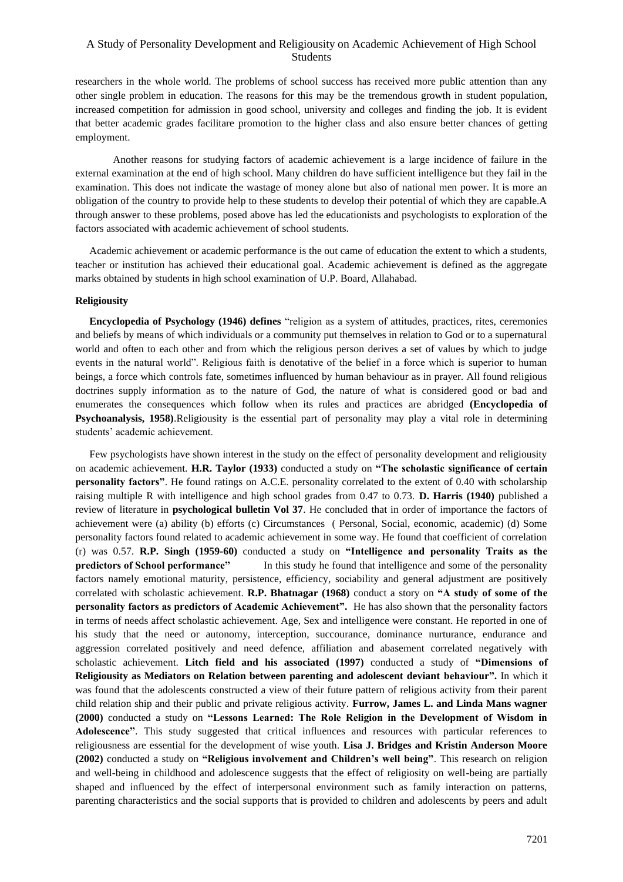researchers in the whole world. The problems of school success has received more public attention than any other single problem in education. The reasons for this may be the tremendous growth in student population, increased competition for admission in good school, university and colleges and finding the job. It is evident that better academic grades facilitare promotion to the higher class and also ensure better chances of getting employment.

Another reasons for studying factors of academic achievement is a large incidence of failure in the external examination at the end of high school. Many children do have sufficient intelligence but they fail in the examination. This does not indicate the wastage of money alone but also of national men power. It is more an obligation of the country to provide help to these students to develop their potential of which they are capable.A through answer to these problems, posed above has led the educationists and psychologists to exploration of the factors associated with academic achievement of school students.

Academic achievement or academic performance is the out came of education the extent to which a students, teacher or institution has achieved their educational goal. Academic achievement is defined as the aggregate marks obtained by students in high school examination of U.P. Board, Allahabad.

**Religiousity**

**Encyclopedia of Psychology (1946) defines** "religion as a system of attitudes, practices, rites, ceremonies and beliefs by means of which individuals or a community put themselves in relation to God or to a supernatural world and often to each other and from which the religious person derives a set of values by which to judge events in the natural world". Religious faith is denotative of the belief in a force which is superior to human beings, a force which controls fate, sometimes influenced by human behaviour as in prayer. All found religious doctrines supply information as to the nature of God, the nature of what is considered good or bad and enumerates the consequences which follow when its rules and practices are abridged **(Encyclopedia of Psychoanalysis, 1958)**.Religiousity is the essential part of personality may play a vital role in determining students' academic achievement.

Few psychologists have shown interest in the study on the effect of personality development and religiousity on academic achievement. **H.R. Taylor (1933)** conducted a study on **"The scholastic significance of certain personality factors"**. He found ratings on A.C.E. personality correlated to the extent of 0.40 with scholarship raising multiple R with intelligence and high school grades from 0.47 to 0.73. **D. Harris (1940)** published a review of literature in **psychological bulletin Vol 37**. He concluded that in order of importance the factors of achievement were (a) ability (b) efforts (c) Circumstances ( Personal, Social, economic, academic) (d) Some personality factors found related to academic achievement in some way. He found that coefficient of correlation (r) was 0.57. **R.P. Singh (1959-60)** conducted a study on **"Intelligence and personality Traits as the predictors of School performance"** In this study he found that intelligence and some of the personality factors namely emotional maturity, persistence, efficiency, sociability and general adjustment are positively correlated with scholastic achievement. **R.P. Bhatnagar (1968)** conduct a story on **"A study of some of the personality factors as predictors of Academic Achievement".** He has also shown that the personality factors in terms of needs affect scholastic achievement. Age, Sex and intelligence were constant. He reported in one of his study that the need or autonomy, interception, succourance, dominance nurturance, endurance and aggression correlated positively and need defence, affiliation and abasement correlated negatively with scholastic achievement. **Litch field and his associated (1997)** conducted a study of **"Dimensions of Religiousity as Mediators on Relation between parenting and adolescent deviant behaviour".** In which it was found that the adolescents constructed a view of their future pattern of religious activity from their parent child relation ship and their public and private religious activity. **Furrow, James L. and Linda Mans wagner (2000)** conducted a study on **"Lessons Learned: The Role Religion in the Development of Wisdom in Adolescence"**. This study suggested that critical influences and resources with particular references to religiousness are essential for the development of wise youth. **Lisa J. Bridges and Kristin Anderson Moore (2002)** conducted a study on **"Religious involvement and Children's well being"**. This research on religion and well-being in childhood and adolescence suggests that the effect of religiosity on well-being are partially shaped and influenced by the effect of interpersonal environment such as family interaction on patterns, parenting characteristics and the social supports that is provided to children and adolescents by peers and adult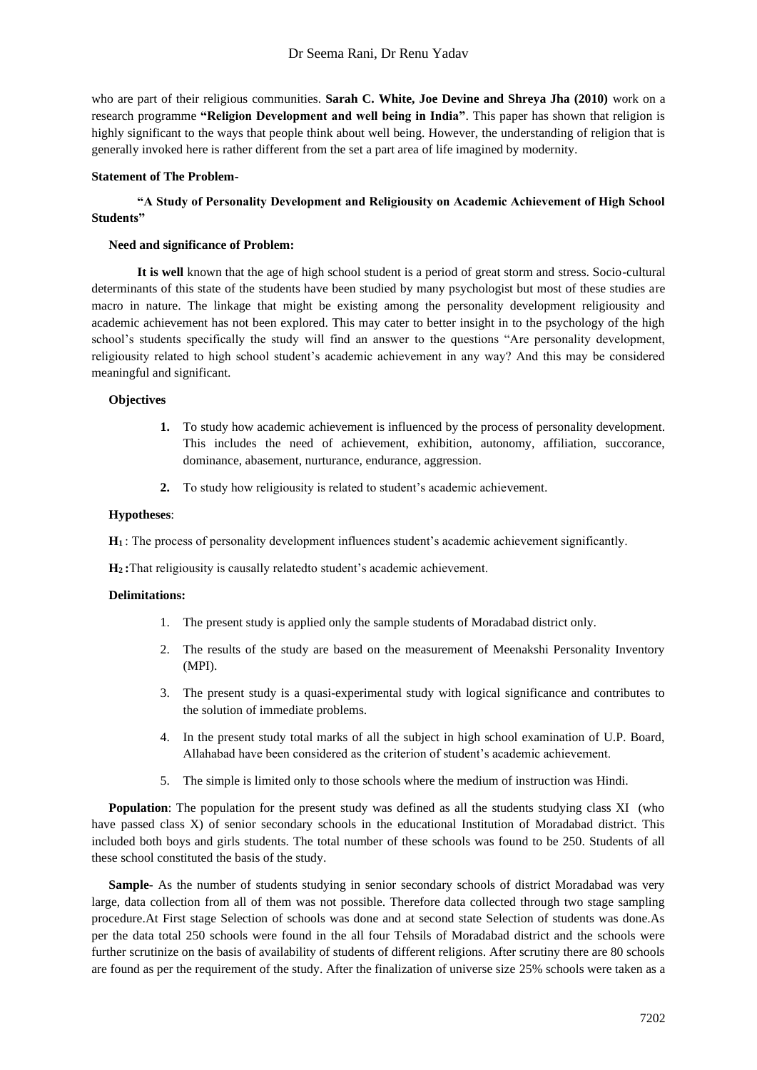who are part of their religious communities. **Sarah C. White, Joe Devine and Shreya Jha (2010)** work on a research programme **"Religion Development and well being in India"**. This paper has shown that religion is highly significant to the ways that people think about well being. However, the understanding of religion that is generally invoked here is rather different from the set a part area of life imagined by modernity.

**Statement of The Problem-**

**"A Study of Personality Development and Religiousity on Academic Achievement of High School Students"**

**Need and significance of Problem:**

**It is well** known that the age of high school student is a period of great storm and stress. Socio-cultural determinants of this state of the students have been studied by many psychologist but most of these studies are macro in nature. The linkage that might be existing among the personality development religiousity and academic achievement has not been explored. This may cater to better insight in to the psychology of the high school's students specifically the study will find an answer to the questions "Are personality development, religiousity related to high school student's academic achievement in any way? And this may be considered meaningful and significant.

**Objectives**

1. To study how academic achievement is influenced by the process of personality development. This includes the need of achievement, exhibition, autonomy, affiliation, succorance, dominance, abasement, nurturance, endurance, aggression.
2. To study how religiousity is related to student's academic achievement.

**Hypotheses**:

**H$_1$** : The process of personality development influences student's academic achievement significantly.

**H$_2$ :** That religiousity is causally relatedto student's academic achievement.

**Delimitations:**

1. The present study is applied only the sample students of Moradabad district only.
2. The results of the study are based on the measurement of Meenakshi Personality Inventory (MPI).
3. The present study is a quasi-experimental study with logical significance and contributes to the solution of immediate problems.
4. In the present study total marks of all the subject in high school examination of U.P. Board, Allahabad have been considered as the criterion of student's academic achievement.
5. The simple is limited only to those schools where the medium of instruction was Hindi.

**Population**: The population for the present study was defined as all the students studying class XI (who have passed class X) of senior secondary schools in the educational Institution of Moradabad district. This included both boys and girls students. The total number of these schools was found to be 250. Students of all these school constituted the basis of the study.

**Sample**- As the number of students studying in senior secondary schools of district Moradabad was very large, data collection from all of them was not possible. Therefore data collected through two stage sampling procedure.At First stage Selection of schools was done and at second state Selection of students was done.As per the data total 250 schools were found in the all four Tehsils of Moradabad district and the schools were further scrutinize on the basis of availability of students of different religions. After scrutiny there are 80 schools are found as per the requirement of the study. After the finalization of universe size 25% schools were taken as a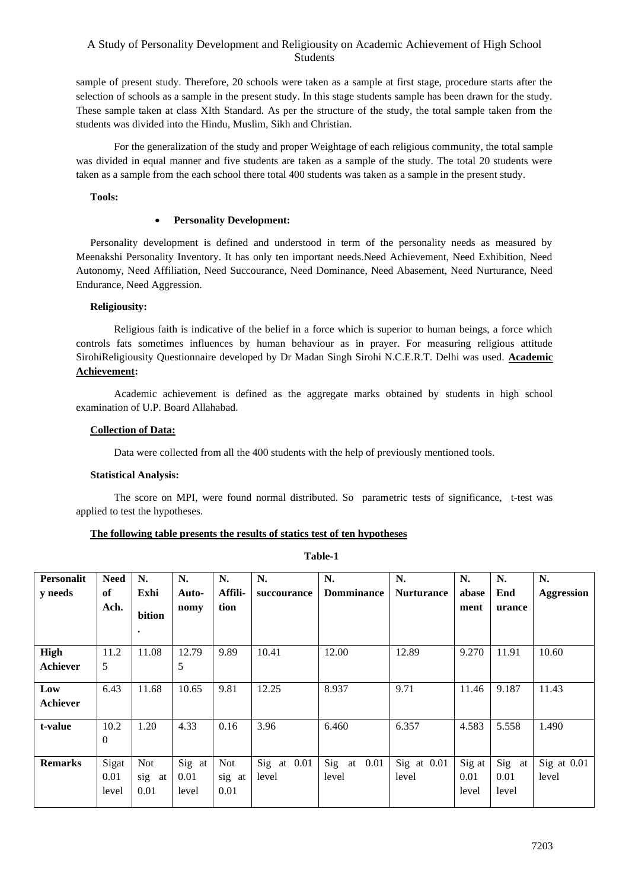sample of present study. Therefore, 20 schools were taken as a sample at first stage, procedure starts after the selection of schools as a sample in the present study. In this stage students sample has been drawn for the study. These sample taken at class XIth Standard. As per the structure of the study, the total sample taken from the students was divided into the Hindu, Muslim, Sikh and Christian.

For the generalization of the study and proper Weightage of each religious community, the total sample was divided in equal manner and five students are taken as a sample of the study. The total 20 students were taken as a sample from the each school there total 400 students was taken as a sample in the present study.

**Tools:**

- **Personality Development:**

Personality development is defined and understood in term of the personality needs as measured by Meenakshi Personality Inventory. It has only ten important needs.Need Achievement, Need Exhibition, Need Autonomy, Need Affiliation, Need Succourance, Need Dominance, Need Abasement, Need Nurturance, Need Endurance, Need Aggression.

**Religiousity:**

Religious faith is indicative of the belief in a force which is superior to human beings, a force which controls fats sometimes influences by human behaviour as in prayer. For measuring religious attitude SirohiReligiousity Questionnaire developed by Dr Madan Singh Sirohi N.C.E.R.T. Delhi was used. **Academic Achievement:**

Academic achievement is defined as the aggregate marks obtained by students in high school examination of U.P. Board Allahabad.

**Collection of Data:**

Data were collected from all the 400 students with the help of previously mentioned tools.

**Statistical Analysis:**

The score on MPI, were found normal distributed. So parametric tests of significance, t-test was applied to test the hypotheses.

**The following table presents the results of statics test of ten hypotheses**

**Table-1**

| Personality needs | Need of Ach. | N. Exhibition. | N. Auto-nomy | N. Affili-tion | N. succourance | N. Domminance | N. Nurturance | N. abasement | N. Endurance | N. Aggression |
|---|---|---|---|---|---|---|---|---|---|---|
| High Achiever | 11.25 | 11.08 | 12.795 | 9.89 | 10.41 | 12.00 | 12.89 | 9.270 | 11.91 | 10.60 |
| Low Achiever | 6.43 | 11.68 | 10.65 | 9.81 | 12.25 | 8.937 | 9.71 | 11.46 | 9.187 | 11.43 |
| t-value | 10.20 | 1.20 | 4.33 | 0.16 | 3.96 | 6.460 | 6.357 | 4.583 | 5.558 | 1.490 |
| Remarks | Sigat 0.01 level | Not sig at 0.01 | Sig at 0.01 level | Not sig at 0.01 | Sig at 0.01 level | Sig at 0.01 level | Sig at 0.01 level | Sig at 0.01 level | Sig at 0.01 level | Sig at 0.01 level |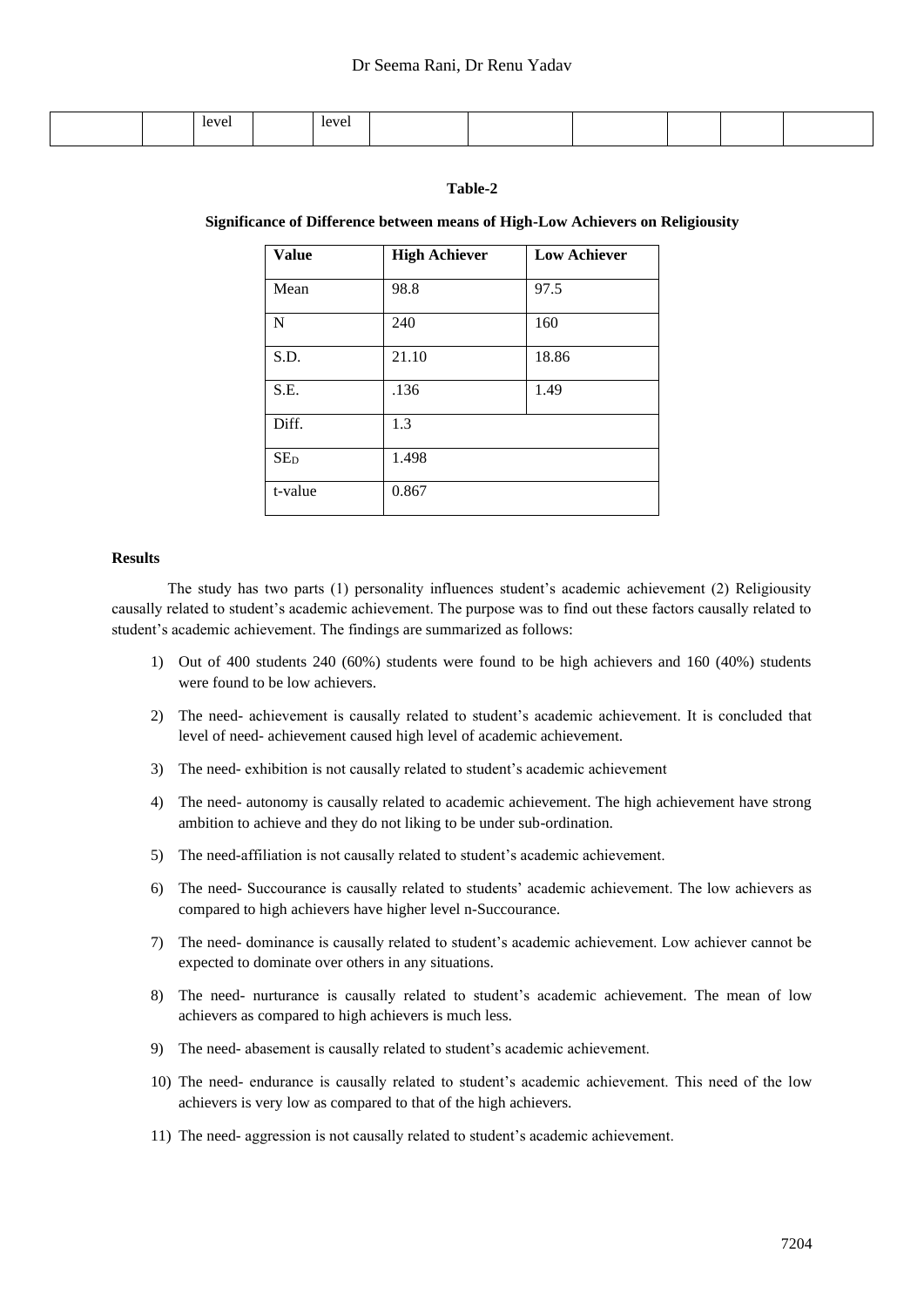| | | level | | level | | | | | | |
|---|---|---|---|---|---|---|---|---|---|---|

**Table-2**

**Significance of Difference between means of High-Low Achievers on Religiousity**

| Value | High Achiever | Low Achiever |
|---|---|---|
| Mean | 98.8 | 97.5 |
| N | 240 | 160 |
| S.D. | 21.10 | 18.86 |
| S.E. | .136 | 1.49 |
| Diff. | 1.3 | |
| $SE_D$ | 1.498 | |
| t-value | 0.867 | |

**Results**

The study has two parts (1) personality influences student's academic achievement (2) Religiousity causally related to student's academic achievement. The purpose was to find out these factors causally related to student's academic achievement. The findings are summarized as follows:

1) Out of 400 students 240 (60%) students were found to be high achievers and 160 (40%) students were found to be low achievers.
2) The need- achievement is causally related to student's academic achievement. It is concluded that level of need- achievement caused high level of academic achievement.
3) The need- exhibition is not causally related to student's academic achievement
4) The need- autonomy is causally related to academic achievement. The high achievement have strong ambition to achieve and they do not liking to be under sub-ordination.
5) The need-affiliation is not causally related to student's academic achievement.
6) The need- Succourance is causally related to students' academic achievement. The low achievers as compared to high achievers have higher level n-Succourance.
7) The need- dominance is causally related to student's academic achievement. Low achiever cannot be expected to dominate over others in any situations.
8) The need- nurturance is causally related to student's academic achievement. The mean of low achievers as compared to high achievers is much less.
9) The need- abasement is causally related to student's academic achievement.
10) The need- endurance is causally related to student's academic achievement. This need of the low achievers is very low as compared to that of the high achievers.
11) The need- aggression is not causally related to student's academic achievement.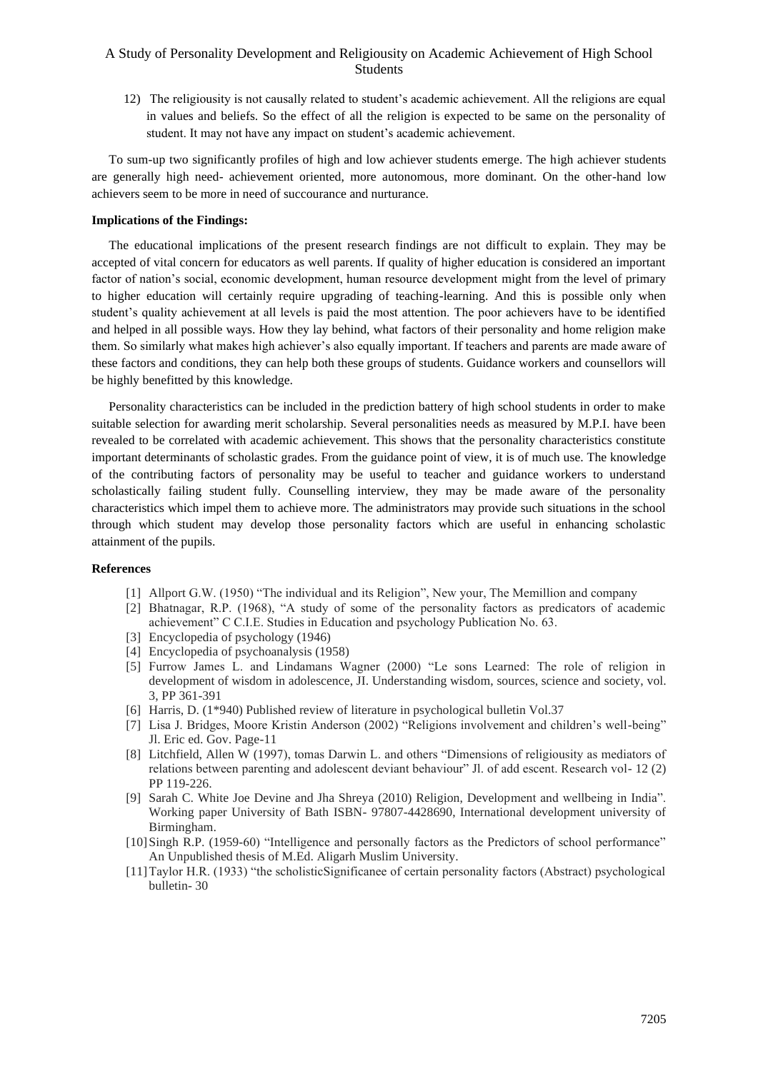12) The religiousity is not causally related to student's academic achievement. All the religions are equal in values and beliefs. So the effect of all the religion is expected to be same on the personality of student. It may not have any impact on student's academic achievement.

To sum-up two significantly profiles of high and low achiever students emerge. The high achiever students are generally high need- achievement oriented, more autonomous, more dominant. On the other-hand low achievers seem to be more in need of succourance and nurturance.

**Implications of the Findings:**

The educational implications of the present research findings are not difficult to explain. They may be accepted of vital concern for educators as well parents. If quality of higher education is considered an important factor of nation's social, economic development, human resource development might from the level of primary to higher education will certainly require upgrading of teaching-learning. And this is possible only when student's quality achievement at all levels is paid the most attention. The poor achievers have to be identified and helped in all possible ways. How they lay behind, what factors of their personality and home religion make them. So similarly what makes high achiever's also equally important. If teachers and parents are made aware of these factors and conditions, they can help both these groups of students. Guidance workers and counsellors will be highly benefitted by this knowledge.

Personality characteristics can be included in the prediction battery of high school students in order to make suitable selection for awarding merit scholarship. Several personalities needs as measured by M.P.I. have been revealed to be correlated with academic achievement. This shows that the personality characteristics constitute important determinants of scholastic grades. From the guidance point of view, it is of much use. The knowledge of the contributing factors of personality may be useful to teacher and guidance workers to understand scholastically failing student fully. Counselling interview, they may be made aware of the personality characteristics which impel them to achieve more. The administrators may provide such situations in the school through which student may develop those personality factors which are useful in enhancing scholastic attainment of the pupils.

**References**

[1] Allport G.W. (1950) "The individual and its Religion", New your, The Memillion and company

[2] Bhatnagar, R.P. (1968), "A study of some of the personality factors as predicators of academic achievement" C C.I.E. Studies in Education and psychology Publication No. 63.

[3] Encyclopedia of psychology (1946)

[4] Encyclopedia of psychoanalysis (1958)

[5] Furrow James L. and Lindamans Wagner (2000) "Le sons Learned: The role of religion in development of wisdom in adolescence, JI. Understanding wisdom, sources, science and society, vol. 3, PP 361-391

[6] Harris, D. (1*940) Published review of literature in psychological bulletin Vol.37

[7] Lisa J. Bridges, Moore Kristin Anderson (2002) "Religions involvement and children's well-being" Jl. Eric ed. Gov. Page-11

[8] Litchfield, Allen W (1997), tomas Darwin L. and others "Dimensions of religiousity as mediators of relations between parenting and adolescent deviant behaviour" Jl. of add escent. Research vol- 12 (2) PP 119-226.

[9] Sarah C. White Joe Devine and Jha Shreya (2010) Religion, Development and wellbeing in India". Working paper University of Bath ISBN- 97807-4428690, International development university of Birmingham.

[10] Singh R.P. (1959-60) "Intelligence and personally factors as the Predictors of school performance" An Unpublished thesis of M.Ed. Aligarh Muslim University.

[11] Taylor H.R. (1933) "the scholisticSignificanee of certain personality factors (Abstract) psychological bulletin- 30